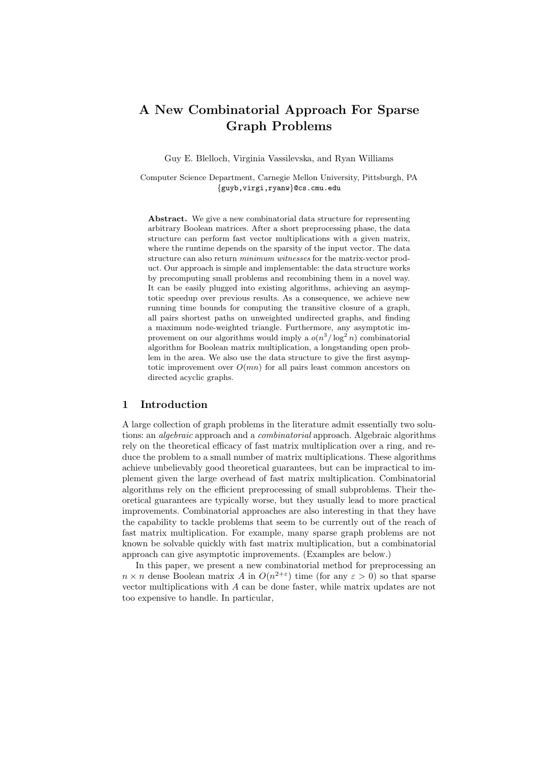# A New Combinatorial Approach For Sparse Graph Problems

Guy E. Blelloch, Virginia Vassilevska, and Ryan Williams

Computer Science Department, Carnegie Mellon University, Pittsburgh, PA
{guyb,virgi,ryanw}@cs.cmu.edu

**Abstract.** We give a new combinatorial data structure for representing arbitrary Boolean matrices. After a short preprocessing phase, the data structure can perform fast vector multiplications with a given matrix, where the runtime depends on the sparsity of the input vector. The data structure can also return *minimum witnesses* for the matrix-vector product. Our approach is simple and implementable: the data structure works by precomputing small problems and recombining them in a novel way. It can be easily plugged into existing algorithms, achieving an asymptotic speedup over previous results. As a consequence, we achieve new running time bounds for computing the transitive closure of a graph, all pairs shortest paths on unweighted undirected graphs, and finding a maximum node-weighted triangle. Furthermore, any asymptotic improvement on our algorithms would imply a $o(n^3/\log^2 n)$ combinatorial algorithm for Boolean matrix multiplication, a longstanding open problem in the area. We also use the data structure to give the first asymptotic improvement over $O(mn)$ for all pairs least common ancestors on directed acyclic graphs.

## 1 Introduction

A large collection of graph problems in the literature admit essentially two solutions: an *algebraic* approach and a *combinatorial* approach. Algebraic algorithms rely on the theoretical efficacy of fast matrix multiplication over a ring, and reduce the problem to a small number of matrix multiplications. These algorithms achieve unbelievably good theoretical guarantees, but can be impractical to implement given the large overhead of fast matrix multiplication. Combinatorial algorithms rely on the efficient preprocessing of small subproblems. Their theoretical guarantees are typically worse, but they usually lead to more practical improvements. Combinatorial approaches are also interesting in that they have the capability to tackle problems that seem to be currently out of the reach of fast matrix multiplication. For example, many sparse graph problems are not known be solvable quickly with fast matrix multiplication, but a combinatorial approach can give asymptotic improvements. (Examples are below.)

In this paper, we present a new combinatorial method for preprocessing an $n \times n$ dense Boolean matrix $A$ in $O(n^{2+\varepsilon})$ time (for any $\varepsilon > 0$) so that sparse vector multiplications with $A$ can be done faster, while matrix updates are not too expensive to handle. In particular,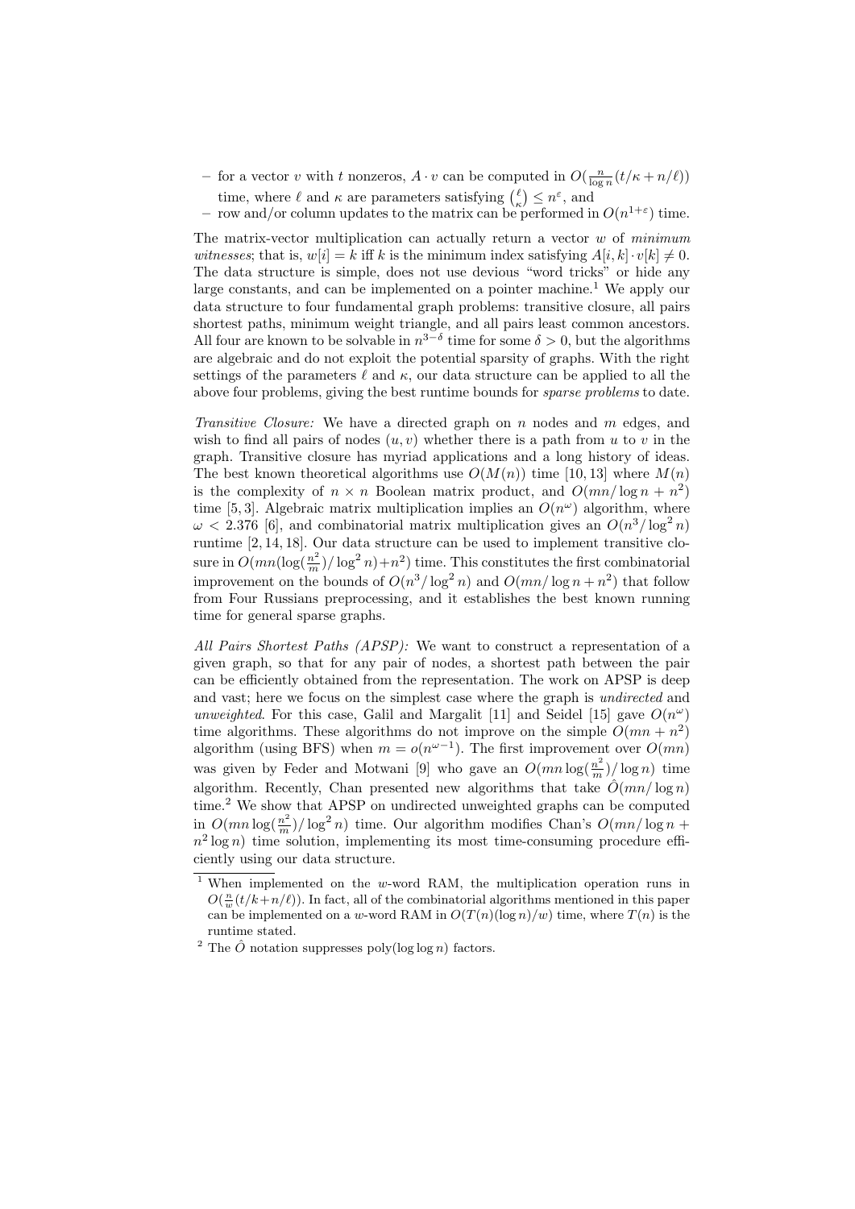– for a vector $v$ with $t$ nonzeros, $A \cdot v$ can be computed in $O(\frac{n}{\log n}(t/\kappa + n/\ell))$ time, where $\ell$ and $\kappa$ are parameters satisfying $\binom{\ell}{\kappa} \leq n^{\varepsilon}$, and
– row and/or column updates to the matrix can be performed in $O(n^{1+\varepsilon})$ time.

The matrix-vector multiplication can actually return a vector $w$ of *minimum witnesses*; that is, $w[i] = k$ iff $k$ is the minimum index satisfying $A[i,k] \cdot v[k] \neq 0$. The data structure is simple, does not use devious "word tricks" or hide any large constants, and can be implemented on a pointer machine.[1] We apply our data structure to four fundamental graph problems: transitive closure, all pairs shortest paths, minimum weight triangle, and all pairs least common ancestors. All four are known to be solvable in $n^{3-\delta}$ time for some $\delta > 0$, but the algorithms are algebraic and do not exploit the potential sparsity of graphs. With the right settings of the parameters $\ell$ and $\kappa$, our data structure can be applied to all the above four problems, giving the best runtime bounds for *sparse problems* to date.

*Transitive Closure:* We have a directed graph on $n$ nodes and $m$ edges, and wish to find all pairs of nodes $(u, v)$ whether there is a path from $u$ to $v$ in the graph. Transitive closure has myriad applications and a long history of ideas. The best known theoretical algorithms use $O(M(n))$ time [10, 13] where $M(n)$ is the complexity of $n \times n$ Boolean matrix product, and $O(mn/\log n + n^2)$ time [5, 3]. Algebraic matrix multiplication implies an $O(n^{\omega})$ algorithm, where $\omega < 2.376$ [6], and combinatorial matrix multiplication gives an $O(n^3/\log^2 n)$ runtime [2, 14, 18]. Our data structure can be used to implement transitive closure in $O(mn(\log(\frac{n^2}{m})/\log^2 n)+n^2)$ time. This constitutes the first combinatorial improvement on the bounds of $O(n^3/\log^2 n)$ and $O(mn/\log n + n^2)$ that follow from Four Russians preprocessing, and it establishes the best known running time for general sparse graphs.

*All Pairs Shortest Paths (APSP):* We want to construct a representation of a given graph, so that for any pair of nodes, a shortest path between the pair can be efficiently obtained from the representation. The work on APSP is deep and vast; here we focus on the simplest case where the graph is *undirected* and *unweighted*. For this case, Galil and Margalit [11] and Seidel [15] gave $O(n^{\omega})$ time algorithms. These algorithms do not improve on the simple $O(mn + n^2)$ algorithm (using BFS) when $m = o(n^{\omega-1})$. The first improvement over $O(mn)$ was given by Feder and Motwani [9] who gave an $O(mn\log(\frac{n^2}{m})/\log n)$ time algorithm. Recently, Chan presented new algorithms that take $\hat{O}(mn/\log n)$ time.[2] We show that APSP on undirected unweighted graphs can be computed in $O(mn\log(\frac{n^2}{m})/\log^2 n)$ time. Our algorithm modifies Chan's $O(mn/\log n + n^2 \log n)$ time solution, implementing its most time-consuming procedure efficiently using our data structure.

---

[1] When implemented on the $w$-word RAM, the multiplication operation runs in $O(\frac{n}{w}(t/k+n/\ell))$. In fact, all of the combinatorial algorithms mentioned in this paper can be implemented on a $w$-word RAM in $O(T(n)(\log n)/w)$ time, where $T(n)$ is the runtime stated.

[2] The $\hat{O}$ notation suppresses poly$(\log\log n)$ factors.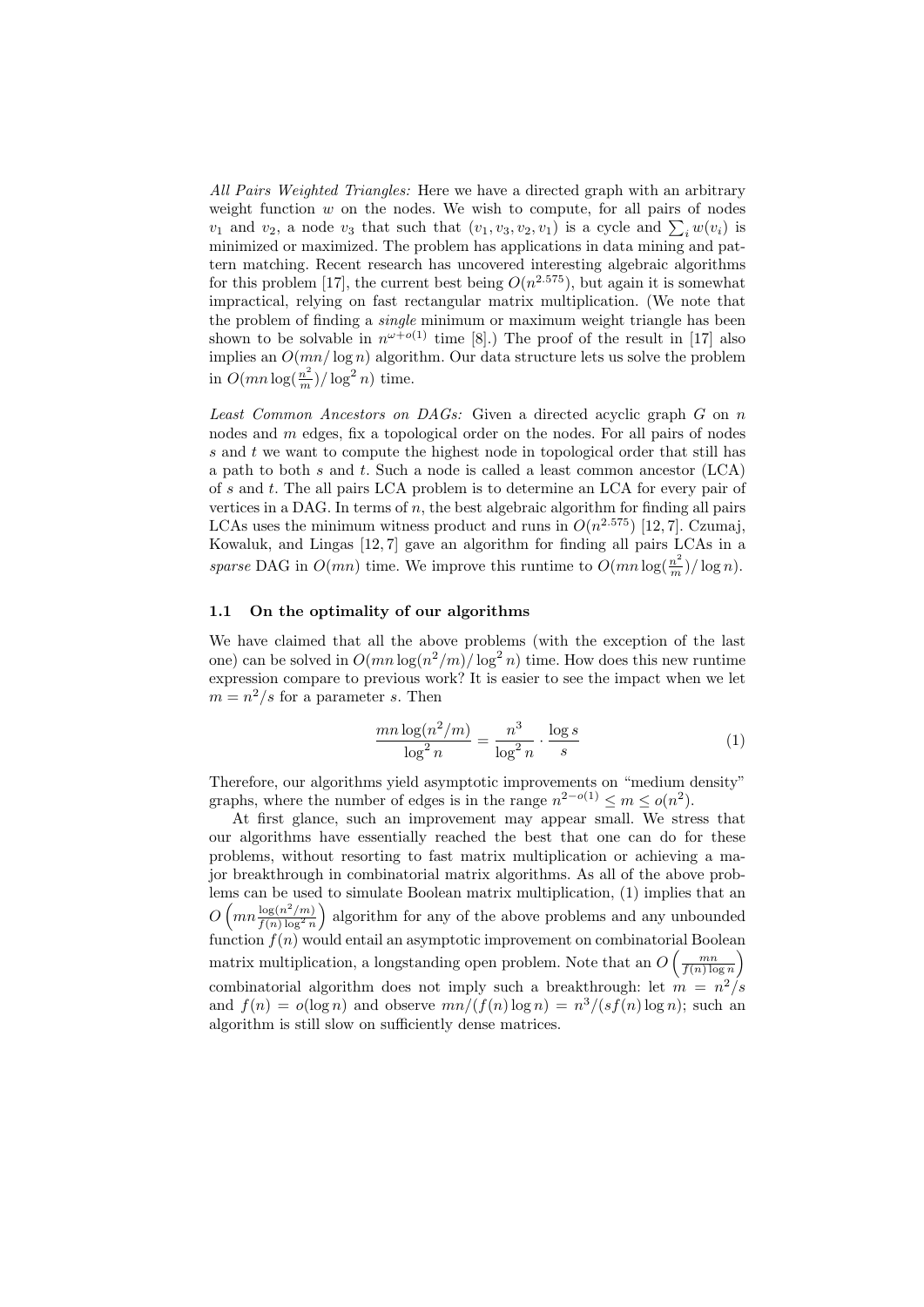*All Pairs Weighted Triangles:* Here we have a directed graph with an arbitrary weight function $w$ on the nodes. We wish to compute, for all pairs of nodes $v_1$ and $v_2$, a node $v_3$ that such that $(v_1, v_3, v_2, v_1)$ is a cycle and $\sum_i w(v_i)$ is minimized or maximized. The problem has applications in data mining and pattern matching. Recent research has uncovered interesting algebraic algorithms for this problem [17], the current best being $O(n^{2.575})$, but again it is somewhat impractical, relying on fast rectangular matrix multiplication. (We note that the problem of finding a *single* minimum or maximum weight triangle has been shown to be solvable in $n^{\omega+o(1)}$ time [8].) The proof of the result in [17] also implies an $O(mn/\log n)$ algorithm. Our data structure lets us solve the problem in $O(mn \log(\frac{n^2}{m})/\log^2 n)$ time.

*Least Common Ancestors on DAGs:* Given a directed acyclic graph $G$ on $n$ nodes and $m$ edges, fix a topological order on the nodes. For all pairs of nodes $s$ and $t$ we want to compute the highest node in topological order that still has a path to both $s$ and $t$. Such a node is called a least common ancestor (LCA) of $s$ and $t$. The all pairs LCA problem is to determine an LCA for every pair of vertices in a DAG. In terms of $n$, the best algebraic algorithm for finding all pairs LCAs uses the minimum witness product and runs in $O(n^{2.575})$ [12, 7]. Czumaj, Kowaluk, and Lingas [12, 7] gave an algorithm for finding all pairs LCAs in a *sparse* DAG in $O(mn)$ time. We improve this runtime to $O(mn \log(\frac{n^2}{m})/\log n)$.

### 1.1 On the optimality of our algorithms

We have claimed that all the above problems (with the exception of the last one) can be solved in $O(mn \log(n^2/m)/\log^2 n)$ time. How does this new runtime expression compare to previous work? It is easier to see the impact when we let $m = n^2/s$ for a parameter $s$. Then

$$\frac{mn \log(n^2/m)}{\log^2 n} = \frac{n^3}{\log^2 n} \cdot \frac{\log s}{s} \tag{1}$$

Therefore, our algorithms yield asymptotic improvements on "medium density" graphs, where the number of edges is in the range $n^{2-o(1)} \leq m \leq o(n^2)$.

At first glance, such an improvement may appear small. We stress that our algorithms have essentially reached the best that one can do for these problems, without resorting to fast matrix multiplication or achieving a major breakthrough in combinatorial matrix algorithms. As all of the above problems can be used to simulate Boolean matrix multiplication, (1) implies that an $O\left(mn \frac{\log(n^2/m)}{f(n)\log^2 n}\right)$ algorithm for any of the above problems and any unbounded function $f(n)$ would entail an asymptotic improvement on combinatorial Boolean matrix multiplication, a longstanding open problem. Note that an $O\left(\frac{mn}{f(n)\log n}\right)$ combinatorial algorithm does not imply such a breakthrough: let $m = n^2/s$ and $f(n) = o(\log n)$ and observe $mn/(f(n)\log n) = n^3/(sf(n)\log n)$; such an algorithm is still slow on sufficiently dense matrices.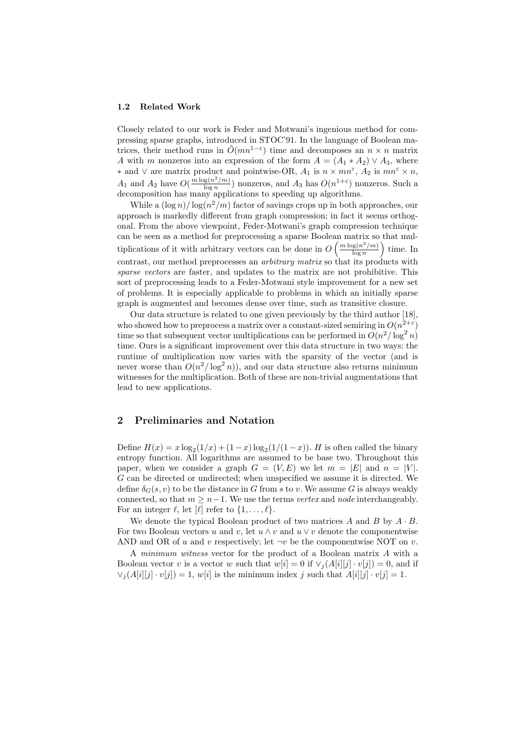### 1.2 Related Work

Closely related to our work is Feder and Motwani's ingenious method for compressing sparse graphs, introduced in STOC'91. In the language of Boolean matrices, their method runs in $\tilde{O}(mn^{1-\varepsilon})$ time and decomposes an $n \times n$ matrix $A$ with $m$ nonzeros into an expression of the form $A = (A_1 * A_2) \vee A_3$, where $*$ and $\vee$ are matrix product and pointwise-OR, $A_1$ is $n \times mn^{\varepsilon}$, $A_2$ is $mn^{\varepsilon} \times n$, $A_1$ and $A_2$ have $O(\frac{m \log(n^2/m)}{\log n})$ nonzeros, and $A_3$ has $O(n^{1+\varepsilon})$ nonzeros. Such a decomposition has many applications to speeding up algorithms.

While a $(\log n)/\log(n^2/m)$ factor of savings crops up in both approaches, our approach is markedly different from graph compression; in fact it seems orthogonal. From the above viewpoint, Feder-Motwani's graph compression technique can be seen as a method for preprocessing a sparse Boolean matrix so that multiplications of it with arbitrary vectors can be done in $O\left(\frac{m \log(n^2/m)}{\log n}\right)$ time. In contrast, our method preprocesses an *arbitrary matrix* so that its products with *sparse vectors* are faster, and updates to the matrix are not prohibitive. This sort of preprocessing leads to a Feder-Motwani style improvement for a new set of problems. It is especially applicable to problems in which an initially sparse graph is augmented and becomes dense over time, such as transitive closure.

Our data structure is related to one given previously by the third author [18], who showed how to preprocess a matrix over a constant-sized semiring in $O(n^{2+\varepsilon})$ time so that subsequent vector multiplications can be performed in $O(n^2/\log^2 n)$ time. Ours is a significant improvement over this data structure in two ways: the runtime of multiplication now varies with the sparsity of the vector (and is never worse than $O(n^2/\log^2 n)$), and our data structure also returns minimum witnesses for the multiplication. Both of these are non-trivial augmentations that lead to new applications.

## 2 Preliminaries and Notation

Define $H(x) = x \log_2(1/x) + (1-x)\log_2(1/(1-x))$. $H$ is often called the binary entropy function. All logarithms are assumed to be base two. Throughout this paper, when we consider a graph $G = (V, E)$ we let $m = |E|$ and $n = |V|$. $G$ can be directed or undirected; when unspecified we assume it is directed. We define $\delta_G(s, v)$ to be the distance in $G$ from $s$ to $v$. We assume $G$ is always weakly connected, so that $m \geq n-1$. We use the terms *vertex* and *node* interchangeably. For an integer $\ell$, let $[\ell]$ refer to $\{1, \ldots, \ell\}$.

We denote the typical Boolean product of two matrices $A$ and $B$ by $A \cdot B$. For two Boolean vectors $u$ and $v$, let $u \wedge v$ and $u \vee v$ denote the componentwise AND and OR of $u$ and $v$ respectively; let $\neg v$ be the componentwise NOT on $v$.

A *minimum witness* vector for the product of a Boolean matrix $A$ with a Boolean vector $v$ is a vector $w$ such that $w[i] = 0$ if $\vee_j(A[i][j] \cdot v[j]) = 0$, and if $\vee_j(A[i][j] \cdot v[j]) = 1$, $w[i]$ is the minimum index $j$ such that $A[i][j] \cdot v[j] = 1$.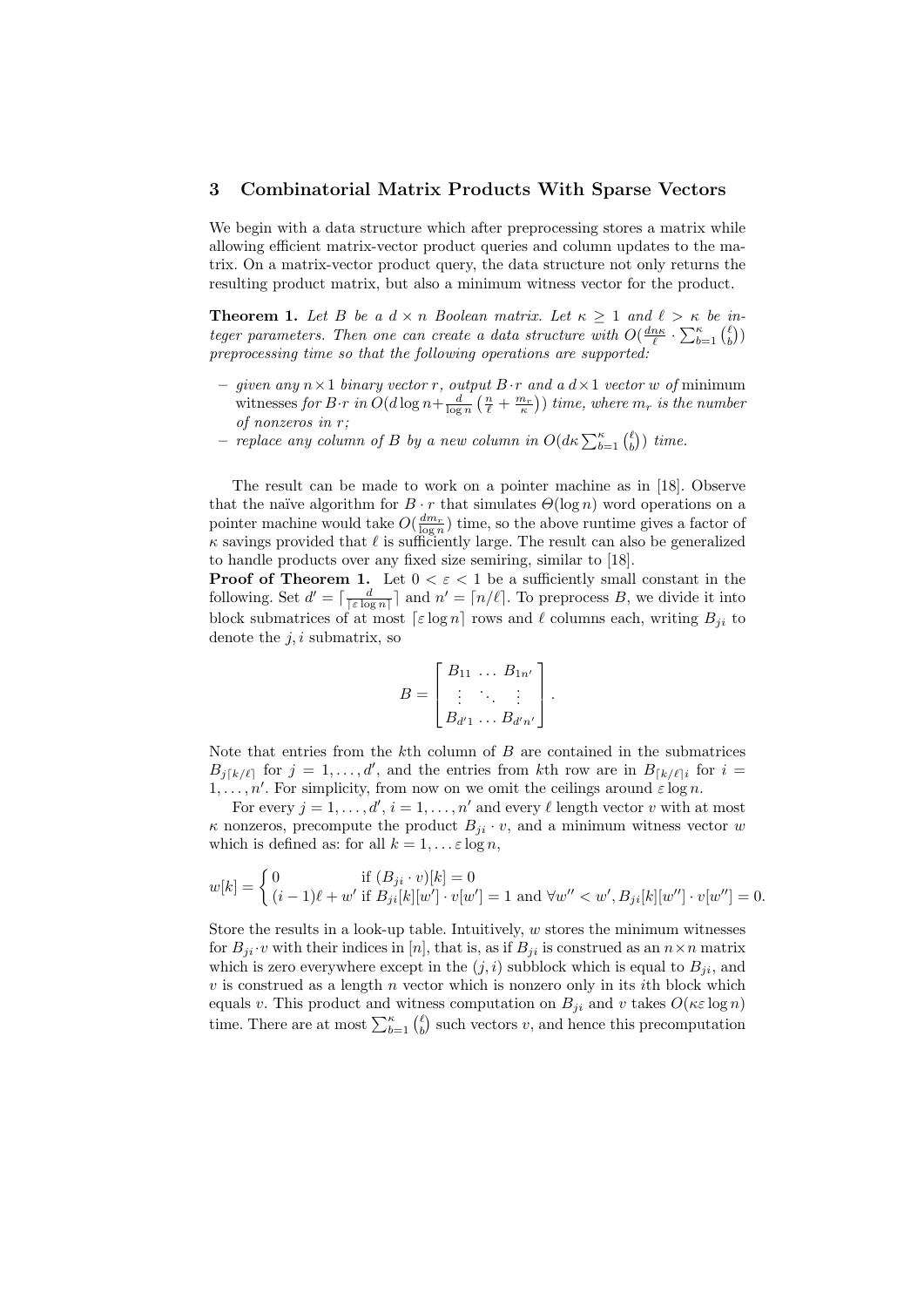## 3 Combinatorial Matrix Products With Sparse Vectors

We begin with a data structure which after preprocessing stores a matrix while allowing efficient matrix-vector product queries and column updates to the matrix. On a matrix-vector product query, the data structure not only returns the resulting product matrix, but also a minimum witness vector for the product.

**Theorem 1.** *Let $B$ be a $d \times n$ Boolean matrix. Let $\kappa \geq 1$ and $\ell > \kappa$ be integer parameters. Then one can create a data structure with $O(\frac{dn\kappa}{\ell} \cdot \sum_{b=1}^{\kappa} \binom{\ell}{b})$ preprocessing time so that the following operations are supported:*

- *given any $n \times 1$ binary vector $r$, output $B \cdot r$ and a $d \times 1$ vector $w$ of* minimum witnesses *for $B \cdot r$ in $O(d \log n + \frac{d}{\log n}\left(\frac{n}{\ell} + \frac{m_r}{\kappa}\right))$ time, where $m_r$ is the number of nonzeros in $r$;*
- *replace any column of $B$ by a new column in $O(d\kappa \sum_{b=1}^{\kappa} \binom{\ell}{b})$ time.*

The result can be made to work on a pointer machine as in [18]. Observe that the naïve algorithm for $B \cdot r$ that simulates $\Theta(\log n)$ word operations on a pointer machine would take $O(\frac{dm_r}{\log n})$ time, so the above runtime gives a factor of $\kappa$ savings provided that $\ell$ is sufficiently large. The result can also be generalized to handle products over any fixed size semiring, similar to [18].

**Proof of Theorem 1.** Let $0 < \varepsilon < 1$ be a sufficiently small constant in the following. Set $d' = \lceil \frac{d}{\lceil \varepsilon \log n \rceil} \rceil$ and $n' = \lceil n/\ell \rceil$. To preprocess $B$, we divide it into block submatrices of at most $\lceil \varepsilon \log n \rceil$ rows and $\ell$ columns each, writing $B_{ji}$ to denote the $j, i$ submatrix, so

$$B = \begin{bmatrix} B_{11} & \dots & B_{1n'} \\ \vdots & \ddots & \vdots \\ B_{d'1} & \dots & B_{d'n'} \end{bmatrix}.$$

Note that entries from the $k$th column of $B$ are contained in the submatrices $B_{j\lceil k/\ell \rceil}$ for $j = 1, \dots, d'$, and the entries from $k$th row are in $B_{\lceil k/\ell \rceil i}$ for $i = 1, \dots, n'$. For simplicity, from now on we omit the ceilings around $\varepsilon \log n$.

For every $j = 1, \dots, d'$, $i = 1, \dots, n'$ and every $\ell$ length vector $v$ with at most $\kappa$ nonzeros, precompute the product $B_{ji} \cdot v$, and a minimum witness vector $w$ which is defined as: for all $k = 1, \dots \varepsilon \log n$,

$$w[k] = \begin{cases} 0 & \text{if } (B_{ji} \cdot v)[k] = 0 \\ (i-1)\ell + w' & \text{if } B_{ji}[k][w'] \cdot v[w'] = 1 \text{ and } \forall w'' < w', B_{ji}[k][w''] \cdot v[w''] = 0. \end{cases}$$

Store the results in a look-up table. Intuitively, $w$ stores the minimum witnesses for $B_{ji} \cdot v$ with their indices in $[n]$, that is, as if $B_{ji}$ is construed as an $n \times n$ matrix which is zero everywhere except in the $(j, i)$ subblock which is equal to $B_{ji}$, and $v$ is construed as a length $n$ vector which is nonzero only in its $i$th block which equals $v$. This product and witness computation on $B_{ji}$ and $v$ takes $O(\kappa \varepsilon \log n)$ time. There are at most $\sum_{b=1}^{\kappa} \binom{\ell}{b}$ such vectors $v$, and hence this precomputation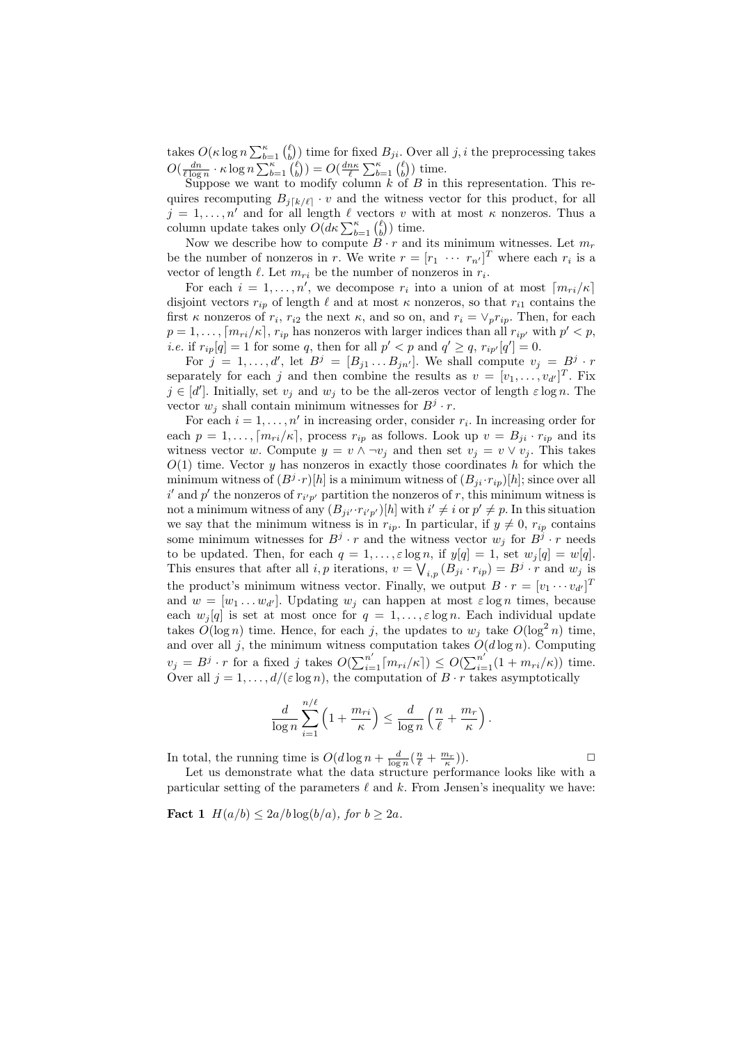takes $O(\kappa \log n \sum_{b=1}^{\kappa} \binom{\ell}{b})$ time for fixed $B_{ji}$. Over all $j, i$ the preprocessing takes $O(\frac{dn}{\ell \log n} \cdot \kappa \log n \sum_{b=1}^{\kappa} \binom{\ell}{b}) = O(\frac{dn\kappa}{\ell} \sum_{b=1}^{\kappa} \binom{\ell}{b})$ time.

Suppose we want to modify column $k$ of $B$ in this representation. This requires recomputing $B_{j\lceil k/\ell \rceil} \cdot v$ and the witness vector for this product, for all $j = 1, \ldots, n'$ and for all length $\ell$ vectors $v$ with at most $\kappa$ nonzeros. Thus a column update takes only $O(d\kappa \sum_{b=1}^{\kappa} \binom{\ell}{b})$ time.

Now we describe how to compute $B \cdot r$ and its minimum witnesses. Let $m_r$ be the number of nonzeros in $r$. We write $r = [r_1 \ \cdots \ r_{n'}]^T$ where each $r_i$ is a vector of length $\ell$. Let $m_{ri}$ be the number of nonzeros in $r_i$.

For each $i = 1, \ldots, n'$, we decompose $r_i$ into a union of at most $\lceil m_{ri}/\kappa \rceil$ disjoint vectors $r_{ip}$ of length $\ell$ and at most $\kappa$ nonzeros, so that $r_{i1}$ contains the first $\kappa$ nonzeros of $r_i$, $r_{i2}$ the next $\kappa$, and so on, and $r_i = \vee_p r_{ip}$. Then, for each $p = 1, \ldots, \lceil m_{ri}/\kappa \rceil$, $r_{ip}$ has nonzeros with larger indices than all $r_{ip'}$ with $p' < p$, *i.e.* if $r_{ip}[q] = 1$ for some $q$, then for all $p' < p$ and $q' \geq q$, $r_{ip'}[q'] = 0$.

For $j = 1, \ldots, d'$, let $B^j = [B_{j1} \ldots B_{jn'}]$. We shall compute $v_j = B^j \cdot r$ separately for each $j$ and then combine the results as $v = [v_1, \ldots, v_{d'}]^T$. Fix $j \in [d']$. Initially, set $v_j$ and $w_j$ to be the all-zeros vector of length $\varepsilon \log n$. The vector $w_j$ shall contain minimum witnesses for $B^j \cdot r$.

For each $i = 1, \ldots, n'$ in increasing order, consider $r_i$. In increasing order for each $p = 1, \ldots, \lceil m_{ri}/\kappa \rceil$, process $r_{ip}$ as follows. Look up $v = B_{ji} \cdot r_{ip}$ and its witness vector $w$. Compute $y = v \wedge \neg v_j$ and then set $v_j = v \vee v_j$. This takes $O(1)$ time. Vector $y$ has nonzeros in exactly those coordinates $h$ for which the minimum witness of $(B^j \cdot r)[h]$ is a minimum witness of $(B_{ji} \cdot r_{ip})[h]$; since over all $i'$ and $p'$ the nonzeros of $r_{i'p'}$ partition the nonzeros of $r$, this minimum witness is not a minimum witness of any $(B_{ji'} \cdot r_{i'p'})[h]$ with $i' \neq i$ or $p' \neq p$. In this situation we say that the minimum witness is in $r_{ip}$. In particular, if $y \neq 0$, $r_{ip}$ contains some minimum witnesses for $B^j \cdot r$ and the witness vector $w_j$ for $B^j \cdot r$ needs to be updated. Then, for each $q = 1, \ldots, \varepsilon \log n$, if $y[q] = 1$, set $w_j[q] = w[q]$. This ensures that after all $i, p$ iterations, $v = \bigvee_{i,p} (B_{ji} \cdot r_{ip}) = B^j \cdot r$ and $w_j$ is the product's minimum witness vector. Finally, we output $B \cdot r = [v_1 \cdots v_{d'}]^T$ and $w = [w_1 \ldots w_{d'}]$. Updating $w_j$ can happen at most $\varepsilon \log n$ times, because each $w_j[q]$ is set at most once for $q = 1, \ldots, \varepsilon \log n$. Each individual update takes $O(\log n)$ time. Hence, for each $j$, the updates to $w_j$ take $O(\log^2 n)$ time, and over all $j$, the minimum witness computation takes $O(d \log n)$. Computing $v_j = B^j \cdot r$ for a fixed $j$ takes $O(\sum_{i=1}^{n'} \lceil m_{ri}/\kappa \rceil) \leq O(\sum_{i=1}^{n'} (1 + m_{ri}/\kappa))$ time. Over all $j = 1, \ldots, d/(\varepsilon \log n)$, the computation of $B \cdot r$ takes asymptotically

$$\frac{d}{\log n} \sum_{i=1}^{n/\ell} \left(1 + \frac{m_{ri}}{\kappa}\right) \leq \frac{d}{\log n} \left(\frac{n}{\ell} + \frac{m_r}{\kappa}\right).$$

In total, the running time is $O(d \log n + \frac{d}{\log n}(\frac{n}{\ell} + \frac{m_r}{\kappa}))$. □

Let us demonstrate what the data structure performance looks like with a particular setting of the parameters $\ell$ and $k$. From Jensen's inequality we have:

**Fact 1** *$H(a/b) \leq 2a/b \log(b/a)$, for $b \geq 2a$.*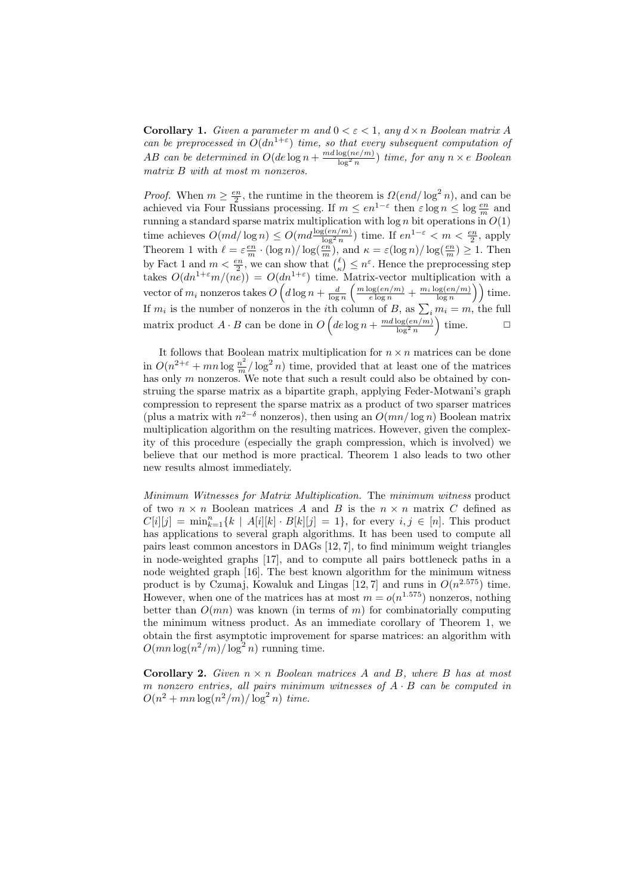**Corollary 1.** *Given a parameter $m$ and $0 < \varepsilon < 1$, any $d \times n$ Boolean matrix $A$ can be preprocessed in $O(dn^{1+\varepsilon})$ time, so that every subsequent computation of $AB$ can be determined in $O(de \log n + \frac{md \log(ne/m)}{\log^2 n})$ time, for any $n \times e$ Boolean matrix $B$ with at most $m$ nonzeros.*

*Proof.* When $m \geq \frac{en}{2}$, the runtime in the theorem is $\Omega(end/\log^2 n)$, and can be achieved via Four Russians processing. If $m \leq en^{1-\varepsilon}$ then $\varepsilon \log n \leq \log \frac{en}{m}$ and running a standard sparse matrix multiplication with $\log n$ bit operations in $O(1)$ time achieves $O(md/\log n) \leq O(md \frac{\log(en/m)}{\log^2 n})$ time. If $en^{1-\varepsilon} < m < \frac{en}{2}$, apply Theorem 1 with $\ell = \varepsilon \frac{en}{m} \cdot (\log n)/\log(\frac{en}{m})$, and $\kappa = \varepsilon(\log n)/\log(\frac{en}{m}) \geq 1$. Then by Fact 1 and $m < \frac{en}{2}$, we can show that $\binom{\ell}{\kappa} \leq n^{\varepsilon}$. Hence the preprocessing step takes $O(dn^{1+\varepsilon}m/(ne)) = O(dn^{1+\varepsilon})$ time. Matrix-vector multiplication with a vector of $m_i$ nonzeros takes $O\left(d \log n + \frac{d}{\log n}\left(\frac{m \log(en/m)}{e \log n} + \frac{m_i \log(en/m)}{\log n}\right)\right)$ time. If $m_i$ is the number of nonzeros in the $i$th column of $B$, as $\sum_i m_i = m$, the full matrix product $A \cdot B$ can be done in $O\left(de \log n + \frac{md \log(en/m)}{\log^2 n}\right)$ time. □

It follows that Boolean matrix multiplication for $n \times n$ matrices can be done in $O(n^{2+\varepsilon} + mn \log \frac{n^2}{m}/\log^2 n)$ time, provided that at least one of the matrices has only $m$ nonzeros. We note that such a result could also be obtained by construing the sparse matrix as a bipartite graph, applying Feder-Motwani's graph compression to represent the sparse matrix as a product of two sparser matrices (plus a matrix with $n^{2-\delta}$ nonzeros), then using an $O(mn/\log n)$ Boolean matrix multiplication algorithm on the resulting matrices. However, given the complexity of this procedure (especially the graph compression, which is involved) we believe that our method is more practical. Theorem 1 also leads to two other new results almost immediately.

*Minimum Witnesses for Matrix Multiplication.* The *minimum witness* product of two $n \times n$ Boolean matrices $A$ and $B$ is the $n \times n$ matrix $C$ defined as $C[i][j] = \min_{k=1}^{n}\{k \mid A[i][k] \cdot B[k][j] = 1\}$, for every $i, j \in [n]$. This product has applications to several graph algorithms. It has been used to compute all pairs least common ancestors in DAGs [12, 7], to find minimum weight triangles in node-weighted graphs [17], and to compute all pairs bottleneck paths in a node weighted graph [16]. The best known algorithm for the minimum witness product is by Czumaj, Kowaluk and Lingas [12, 7] and runs in $O(n^{2.575})$ time. However, when one of the matrices has at most $m = o(n^{1.575})$ nonzeros, nothing better than $O(mn)$ was known (in terms of $m$) for combinatorially computing the minimum witness product. As an immediate corollary of Theorem 1, we obtain the first asymptotic improvement for sparse matrices: an algorithm with $O(mn \log(n^2/m)/\log^2 n)$ running time.

**Corollary 2.** *Given $n \times n$ Boolean matrices $A$ and $B$, where $B$ has at most $m$ nonzero entries, all pairs minimum witnesses of $A \cdot B$ can be computed in $O(n^2 + mn \log(n^2/m)/\log^2 n)$ time.*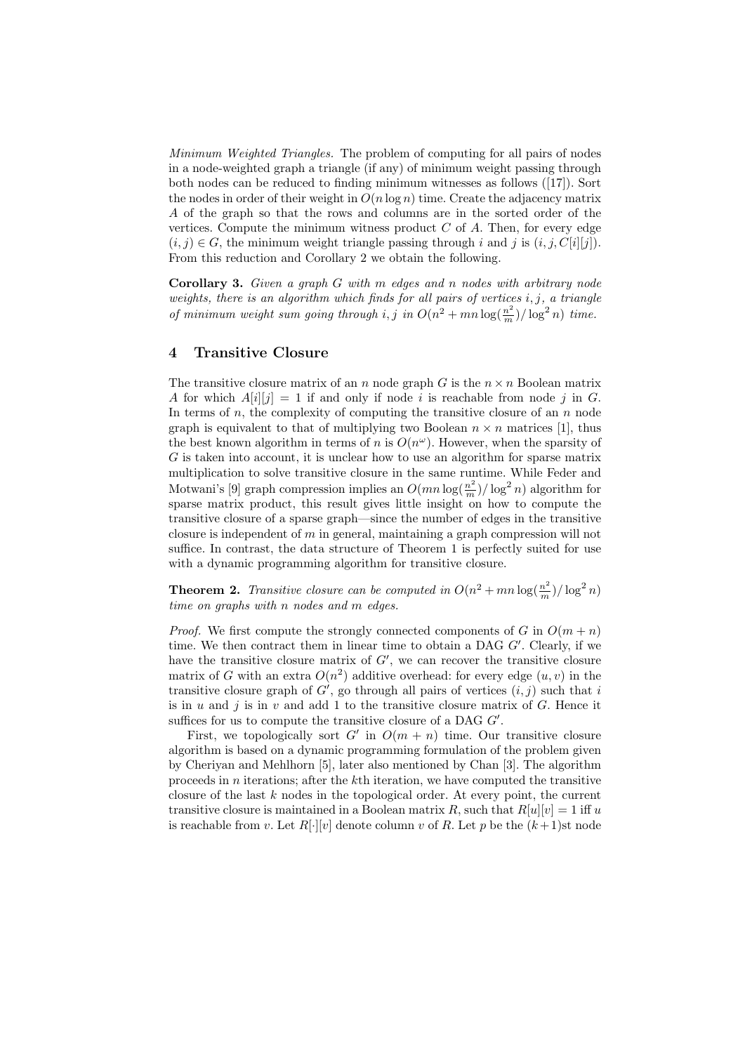*Minimum Weighted Triangles.* The problem of computing for all pairs of nodes in a node-weighted graph a triangle (if any) of minimum weight passing through both nodes can be reduced to finding minimum witnesses as follows ([17]). Sort the nodes in order of their weight in $O(n \log n)$ time. Create the adjacency matrix $A$ of the graph so that the rows and columns are in the sorted order of the vertices. Compute the minimum witness product $C$ of $A$. Then, for every edge $(i, j) \in G$, the minimum weight triangle passing through $i$ and $j$ is $(i, j, C[i][j])$. From this reduction and Corollary 2 we obtain the following.

**Corollary 3.** *Given a graph $G$ with $m$ edges and $n$ nodes with arbitrary node weights, there is an algorithm which finds for all pairs of vertices $i, j$, a triangle of minimum weight sum going through $i, j$ in $O(n^2 + mn \log(\frac{n^2}{m})/\log^2 n)$ time.*

## 4 Transitive Closure

The transitive closure matrix of an $n$ node graph $G$ is the $n \times n$ Boolean matrix $A$ for which $A[i][j] = 1$ if and only if node $i$ is reachable from node $j$ in $G$. In terms of $n$, the complexity of computing the transitive closure of an $n$ node graph is equivalent to that of multiplying two Boolean $n \times n$ matrices [1], thus the best known algorithm in terms of $n$ is $O(n^\omega)$. However, when the sparsity of $G$ is taken into account, it is unclear how to use an algorithm for sparse matrix multiplication to solve transitive closure in the same runtime. While Feder and Motwani's [9] graph compression implies an $O(mn \log(\frac{n^2}{m})/\log^2 n)$ algorithm for sparse matrix product, this result gives little insight on how to compute the transitive closure of a sparse graph—since the number of edges in the transitive closure is independent of $m$ in general, maintaining a graph compression will not suffice. In contrast, the data structure of Theorem 1 is perfectly suited for use with a dynamic programming algorithm for transitive closure.

**Theorem 2.** *Transitive closure can be computed in $O(n^2 + mn \log(\frac{n^2}{m})/\log^2 n)$ time on graphs with $n$ nodes and $m$ edges.*

*Proof.* We first compute the strongly connected components of $G$ in $O(m + n)$ time. We then contract them in linear time to obtain a DAG $G'$. Clearly, if we have the transitive closure matrix of $G'$, we can recover the transitive closure matrix of $G$ with an extra $O(n^2)$ additive overhead: for every edge $(u, v)$ in the transitive closure graph of $G'$, go through all pairs of vertices $(i, j)$ such that $i$ is in $u$ and $j$ is in $v$ and add 1 to the transitive closure matrix of $G$. Hence it suffices for us to compute the transitive closure of a DAG $G'$.

First, we topologically sort $G'$ in $O(m + n)$ time. Our transitive closure algorithm is based on a dynamic programming formulation of the problem given by Cheriyan and Mehlhorn [5], later also mentioned by Chan [3]. The algorithm proceeds in $n$ iterations; after the $k$th iteration, we have computed the transitive closure of the last $k$ nodes in the topological order. At every point, the current transitive closure is maintained in a Boolean matrix $R$, such that $R[u][v] = 1$ iff $u$ is reachable from $v$. Let $R[\cdot][v]$ denote column $v$ of $R$. Let $p$ be the $(k+1)$st node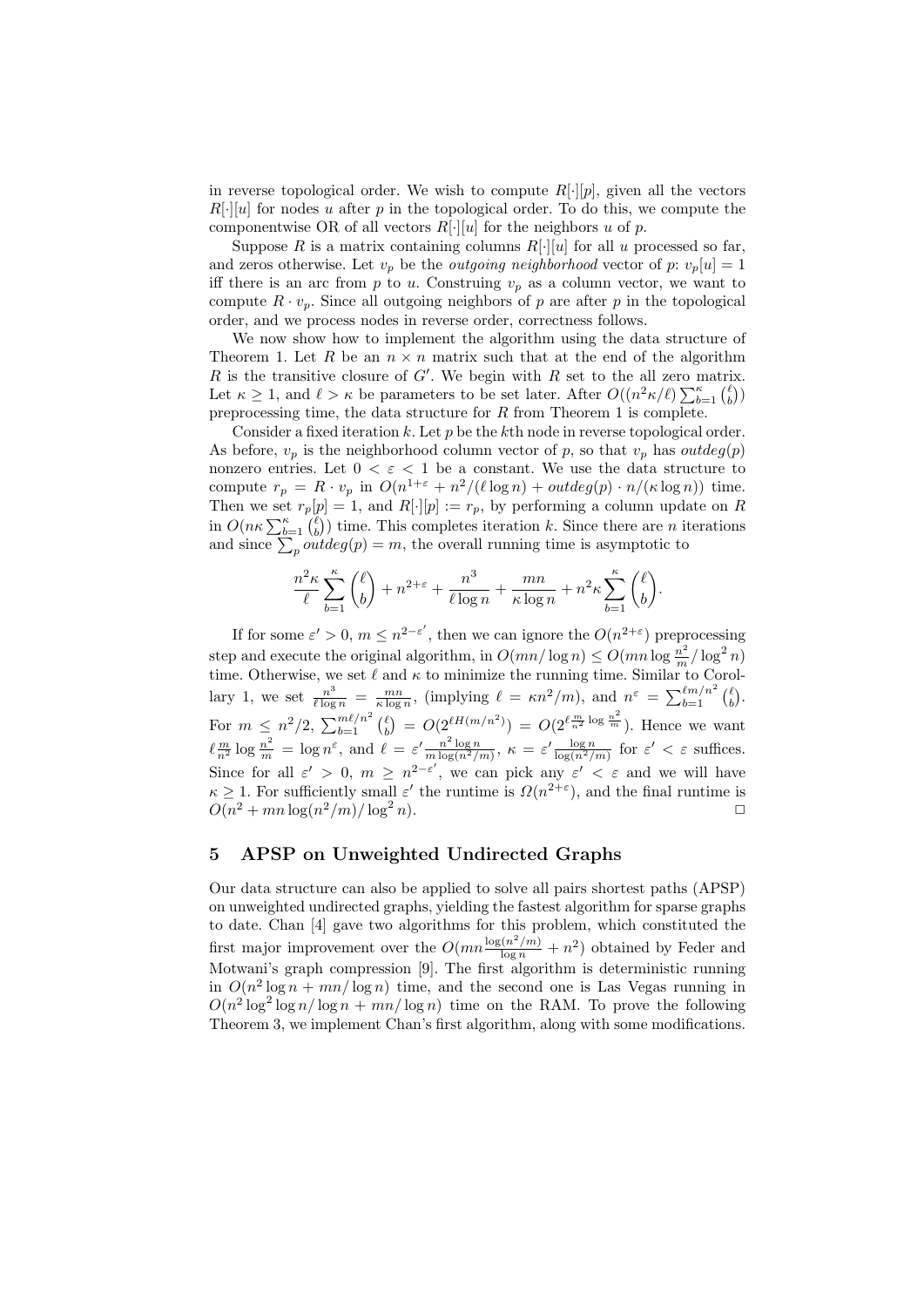in reverse topological order. We wish to compute $R[\cdot][p]$, given all the vectors $R[\cdot][u]$ for nodes $u$ after $p$ in the topological order. To do this, we compute the componentwise OR of all vectors $R[\cdot][u]$ for the neighbors $u$ of $p$.

Suppose $R$ is a matrix containing columns $R[\cdot][u]$ for all $u$ processed so far, and zeros otherwise. Let $v_p$ be the *outgoing neighborhood* vector of $p$: $v_p[u] = 1$ iff there is an arc from $p$ to $u$. Construing $v_p$ as a column vector, we want to compute $R \cdot v_p$. Since all outgoing neighbors of $p$ are after $p$ in the topological order, and we process nodes in reverse order, correctness follows.

We now show how to implement the algorithm using the data structure of Theorem 1. Let $R$ be an $n \times n$ matrix such that at the end of the algorithm $R$ is the transitive closure of $G'$. We begin with $R$ set to the all zero matrix. Let $\kappa \geq 1$, and $\ell > \kappa$ be parameters to be set later. After $O((n^2\kappa/\ell)\sum_{b=1}^{\kappa}\binom{\ell}{b})$ preprocessing time, the data structure for $R$ from Theorem 1 is complete.

Consider a fixed iteration $k$. Let $p$ be the $k$th node in reverse topological order. As before, $v_p$ is the neighborhood column vector of $p$, so that $v_p$ has $outdeg(p)$ nonzero entries. Let $0 < \varepsilon < 1$ be a constant. We use the data structure to compute $r_p = R \cdot v_p$ in $O(n^{1+\varepsilon} + n^2/(\ell \log n) + outdeg(p) \cdot n/(\kappa \log n))$ time. Then we set $r_p[p] = 1$, and $R[\cdot][p] := r_p$, by performing a column update on $R$ in $O(n\kappa \sum_{b=1}^{\kappa}\binom{\ell}{b})$ time. This completes iteration $k$. Since there are $n$ iterations and since $\sum_p outdeg(p) = m$, the overall running time is asymptotic to

$$\frac{n^2\kappa}{\ell}\sum_{b=1}^{\kappa}\binom{\ell}{b} + n^{2+\varepsilon} + \frac{n^3}{\ell \log n} + \frac{mn}{\kappa \log n} + n^2\kappa\sum_{b=1}^{\kappa}\binom{\ell}{b}.$$

If for some $\varepsilon' > 0$, $m \leq n^{2-\varepsilon'}$, then we can ignore the $O(n^{2+\varepsilon})$ preprocessing step and execute the original algorithm, in $O(mn/\log n) \leq O(mn \log\frac{n^2}{m}/\log^2 n)$ time. Otherwise, we set $\ell$ and $\kappa$ to minimize the running time. Similar to Corollary 1, we set $\frac{n^3}{\ell \log n} = \frac{mn}{\kappa \log n}$, (implying $\ell = \kappa n^2/m$), and $n^\varepsilon = \sum_{b=1}^{\ell m/n^2}\binom{\ell}{b}$. For $m \leq n^2/2$, $\sum_{b=1}^{m\ell/n^2}\binom{\ell}{b} = O(2^{\ell H(m/n^2)}) = O(2^{\ell \frac{m}{n^2}\log\frac{n^2}{m}})$. Hence we want $\ell\frac{m}{n^2}\log\frac{n^2}{m} = \log n^\varepsilon$, and $\ell = \varepsilon'\frac{n^2 \log n}{m\log(n^2/m)}$, $\kappa = \varepsilon'\frac{\log n}{\log(n^2/m)}$ for $\varepsilon' < \varepsilon$ suffices. Since for all $\varepsilon' > 0$, $m \geq n^{2-\varepsilon'}$, we can pick any $\varepsilon' < \varepsilon$ and we will have $\kappa \geq 1$. For sufficiently small $\varepsilon'$ the runtime is $\Omega(n^{2+\varepsilon})$, and the final runtime is $O(n^2 + mn\log(n^2/m)/\log^2 n)$. □

## 5 APSP on Unweighted Undirected Graphs

Our data structure can also be applied to solve all pairs shortest paths (APSP) on unweighted undirected graphs, yielding the fastest algorithm for sparse graphs to date. Chan [4] gave two algorithms for this problem, which constituted the first major improvement over the $O(mn\frac{\log(n^2/m)}{\log n} + n^2)$ obtained by Feder and Motwani's graph compression [9]. The first algorithm is deterministic running in $O(n^2 \log n + mn/\log n)$ time, and the second one is Las Vegas running in $O(n^2 \log^2 \log n/\log n + mn/\log n)$ time on the RAM. To prove the following Theorem 3, we implement Chan's first algorithm, along with some modifications.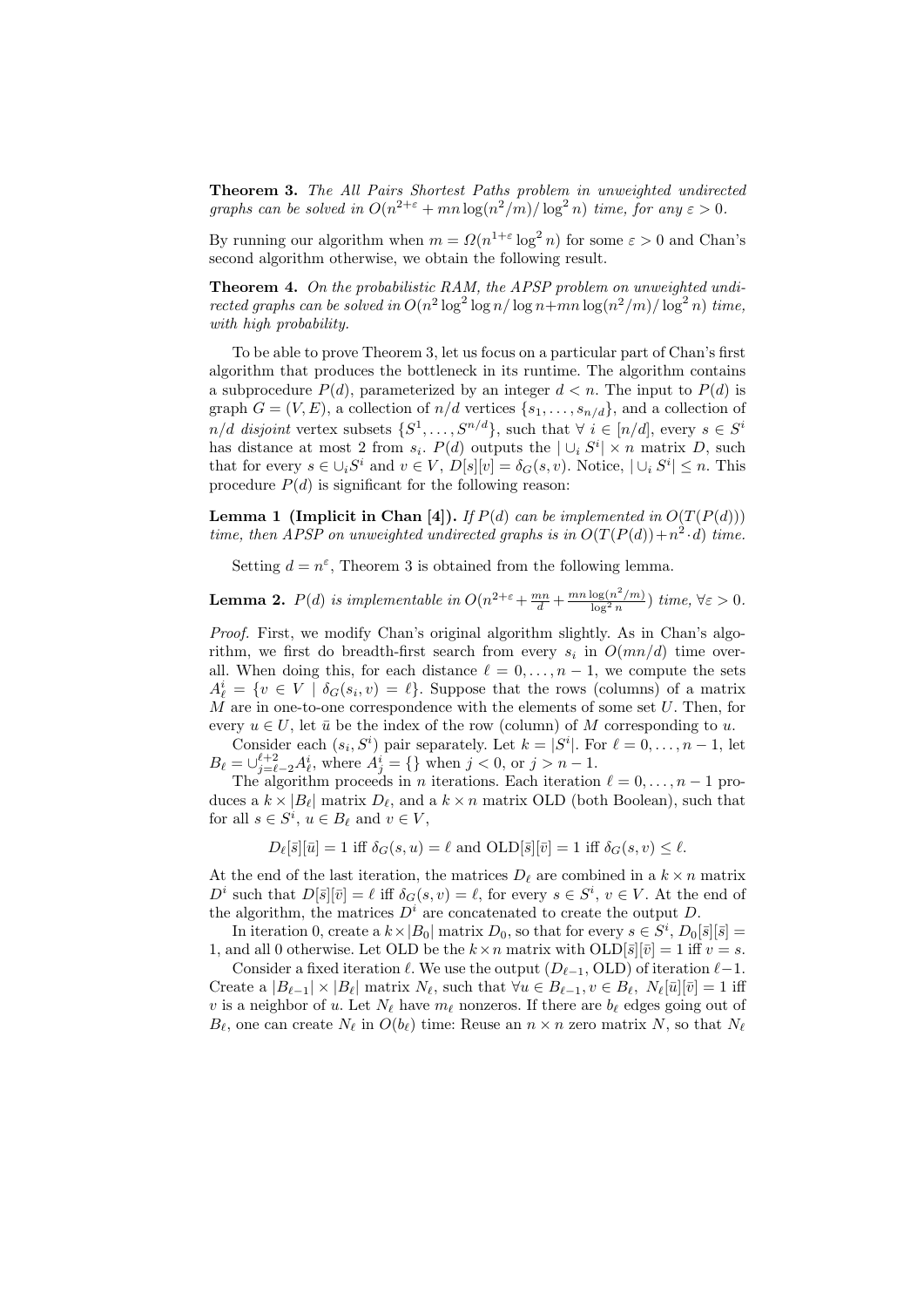**Theorem 3.** *The All Pairs Shortest Paths problem in unweighted undirected graphs can be solved in $O(n^{2+\varepsilon} + mn \log(n^2/m)/\log^2 n)$ time, for any $\varepsilon > 0$.*

By running our algorithm when $m = \Omega(n^{1+\varepsilon} \log^2 n)$ for some $\varepsilon > 0$ and Chan's second algorithm otherwise, we obtain the following result.

**Theorem 4.** *On the probabilistic RAM, the APSP problem on unweighted undirected graphs can be solved in $O(n^2 \log^2 \log n/\log n + mn \log(n^2/m)/\log^2 n)$ time, with high probability.*

To be able to prove Theorem 3, let us focus on a particular part of Chan's first algorithm that produces the bottleneck in its runtime. The algorithm contains a subprocedure $P(d)$, parameterized by an integer $d < n$. The input to $P(d)$ is graph $G = (V, E)$, a collection of $n/d$ vertices $\{s_1, \ldots, s_{n/d}\}$, and a collection of $n/d$ *disjoint* vertex subsets $\{S^1, \ldots, S^{n/d}\}$, such that $\forall\ i \in [n/d]$, every $s \in S^i$ has distance at most 2 from $s_i$. $P(d)$ outputs the $|\cup_i S^i| \times n$ matrix $D$, such that for every $s \in \cup_i S^i$ and $v \in V$, $D[s][v] = \delta_G(s, v)$. Notice, $|\cup_i S^i| \leq n$. This procedure $P(d)$ is significant for the following reason:

**Lemma 1 (Implicit in Chan [4]).** *If $P(d)$ can be implemented in $O(T(P(d)))$ time, then APSP on unweighted undirected graphs is in $O(T(P(d)) + n^2 \cdot d)$ time.*

Setting $d = n^\varepsilon$, Theorem 3 is obtained from the following lemma.

**Lemma 2.** *$P(d)$ is implementable in $O(n^{2+\varepsilon} + \frac{mn}{d} + \frac{mn \log(n^2/m)}{\log^2 n})$ time, $\forall \varepsilon > 0$.*

*Proof.* First, we modify Chan's original algorithm slightly. As in Chan's algorithm, we first do breadth-first search from every $s_i$ in $O(mn/d)$ time overall. When doing this, for each distance $\ell = 0, \ldots, n-1$, we compute the sets $A^i_\ell = \{v \in V \mid \delta_G(s_i, v) = \ell\}$. Suppose that the rows (columns) of a matrix $M$ are in one-to-one correspondence with the elements of some set $U$. Then, for every $u \in U$, let $\bar{u}$ be the index of the row (column) of $M$ corresponding to $u$.

Consider each $(s_i, S^i)$ pair separately. Let $k = |S^i|$. For $\ell = 0, \ldots, n-1$, let $B_\ell = \cup_{j=\ell-2}^{\ell+2} A^i_\ell$, where $A^i_j = \{\}$ when $j < 0$, or $j > n-1$.

The algorithm proceeds in $n$ iterations. Each iteration $\ell = 0, \ldots, n-1$ produces a $k \times |B_\ell|$ matrix $D_\ell$, and a $k \times n$ matrix OLD (both Boolean), such that for all $s \in S^i$, $u \in B_\ell$ and $v \in V$,

$$D_\ell[\bar{s}][\bar{u}] = 1 \text{ iff } \delta_G(s, u) = \ell \text{ and } \text{OLD}[\bar{s}][\bar{v}] = 1 \text{ iff } \delta_G(s, v) \leq \ell.$$

At the end of the last iteration, the matrices $D_\ell$ are combined in a $k \times n$ matrix $D^i$ such that $D[\bar{s}][\bar{v}] = \ell$ iff $\delta_G(s, v) = \ell$, for every $s \in S^i$, $v \in V$. At the end of the algorithm, the matrices $D^i$ are concatenated to create the output $D$.

In iteration 0, create a $k \times |B_0|$ matrix $D_0$, so that for every $s \in S^i$, $D_0[\bar{s}][\bar{s}] = 1$, and all 0 otherwise. Let OLD be the $k \times n$ matrix with $\text{OLD}[\bar{s}][\bar{v}] = 1$ iff $v = s$.

Consider a fixed iteration $\ell$. We use the output $(D_{\ell-1}, \text{OLD})$ of iteration $\ell - 1$. Create a $|B_{\ell-1}| \times |B_\ell|$ matrix $N_\ell$, such that $\forall u \in B_{\ell-1}, v \in B_\ell$, $N_\ell[\bar{u}][\bar{v}] = 1$ iff $v$ is a neighbor of $u$. Let $N_\ell$ have $m_\ell$ nonzeros. If there are $b_\ell$ edges going out of $B_\ell$, one can create $N_\ell$ in $O(b_\ell)$ time: Reuse an $n \times n$ zero matrix $N$, so that $N_\ell$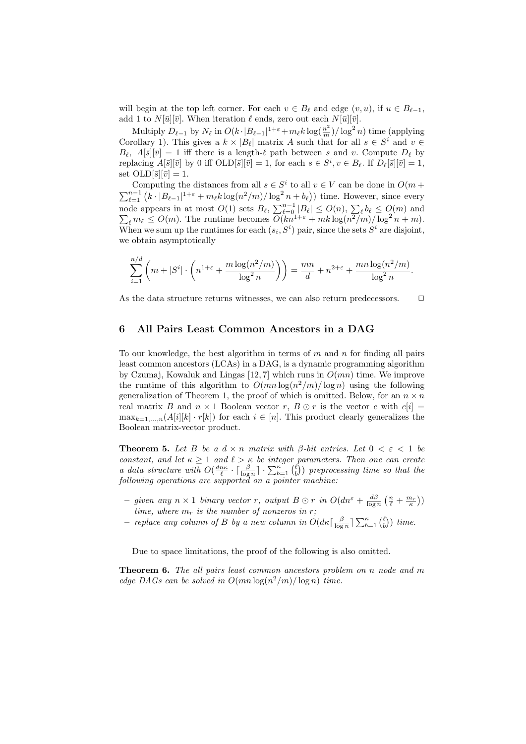will begin at the top left corner. For each $v \in B_\ell$ and edge $(v, u)$, if $u \in B_{\ell-1}$, add 1 to $N[\bar{u}][\bar{v}]$. When iteration $\ell$ ends, zero out each $N[\bar{u}][\bar{v}]$.

Multiply $D_{\ell-1}$ by $N_\ell$ in $O(k \cdot |B_{\ell-1}|^{1+\varepsilon} + m_\ell k \log(\frac{n^2}{m})/\log^2 n)$ time (applying Corollary 1). This gives a $k \times |B_\ell|$ matrix $A$ such that for all $s \in S^i$ and $v \in B_\ell$, $A[\bar{s}][\bar{v}] = 1$ iff there is a length-$\ell$ path between $s$ and $v$. Compute $D_\ell$ by replacing $A[\bar{s}][\bar{v}]$ by 0 iff $\text{OLD}[\bar{s}][\bar{v}] = 1$, for each $s \in S^i, v \in B_\ell$. If $D_\ell[\bar{s}][\bar{v}] = 1$, set $\text{OLD}[\bar{s}][\bar{v}] = 1$.

Computing the distances from all $s \in S^i$ to all $v \in V$ can be done in $O(m + \sum_{\ell=1}^{n-1} (k \cdot |B_{\ell-1}|^{1+\varepsilon} + m_\ell k \log(n^2/m)/\log^2 n + b_\ell))$ time. However, since every node appears in at most $O(1)$ sets $B_\ell$, $\sum_{\ell=0}^{n-1} |B_\ell| \leq O(n)$, $\sum_\ell b_\ell \leq O(m)$ and $\sum_\ell m_\ell \leq O(m)$. The runtime becomes $O(kn^{1+\varepsilon} + mk \log(n^2/m)/\log^2 n + m)$. When we sum up the runtimes for each $(s_i, S^i)$ pair, since the sets $S^i$ are disjoint, we obtain asymptotically

$$\sum_{i=1}^{n/d} \left( m + |S^i| \cdot \left( n^{1+\varepsilon} + \frac{m \log(n^2/m)}{\log^2 n} \right) \right) = \frac{mn}{d} + n^{2+\varepsilon} + \frac{mn \log(n^2/m)}{\log^2 n}.$$

As the data structure returns witnesses, we can also return predecessors. □

## 6 All Pairs Least Common Ancestors in a DAG

To our knowledge, the best algorithm in terms of $m$ and $n$ for finding all pairs least common ancestors (LCAs) in a DAG, is a dynamic programming algorithm by Czumaj, Kowaluk and Lingas [12, 7] which runs in $O(mn)$ time. We improve the runtime of this algorithm to $O(mn \log(n^2/m)/\log n)$ using the following generalization of Theorem 1, the proof of which is omitted. Below, for an $n \times n$ real matrix $B$ and $n \times 1$ Boolean vector $r$, $B \odot r$ is the vector $c$ with $c[i] = \max_{k=1,\ldots,n}(A[i][k] \cdot r[k])$ for each $i \in [n]$. This product clearly generalizes the Boolean matrix-vector product.

**Theorem 5.** *Let $B$ be a $d \times n$ matrix with $\beta$-bit entries. Let $0 < \varepsilon < 1$ be constant, and let $\kappa \geq 1$ and $\ell > \kappa$ be integer parameters. Then one can create a data structure with $O(\frac{dn\kappa}{\ell} \cdot \lceil \frac{\beta}{\log n} \rceil \cdot \sum_{b=1}^{\kappa} \binom{\ell}{b})$ preprocessing time so that the following operations are supported on a pointer machine:*

- *given any $n \times 1$ binary vector $r$, output $B \odot r$ in $O(dn^\varepsilon + \frac{d\beta}{\log n} \left( \frac{n}{\ell} + \frac{m_r}{\kappa} \right))$ time, where $m_r$ is the number of nonzeros in $r$;*
- *replace any column of $B$ by a new column in $O(d\kappa \lceil \frac{\beta}{\log n} \rceil \sum_{b=1}^{\kappa} \binom{\ell}{b})$ time.*

Due to space limitations, the proof of the following is also omitted.

**Theorem 6.** *The all pairs least common ancestors problem on $n$ node and $m$ edge DAGs can be solved in $O(mn \log(n^2/m)/\log n)$ time.*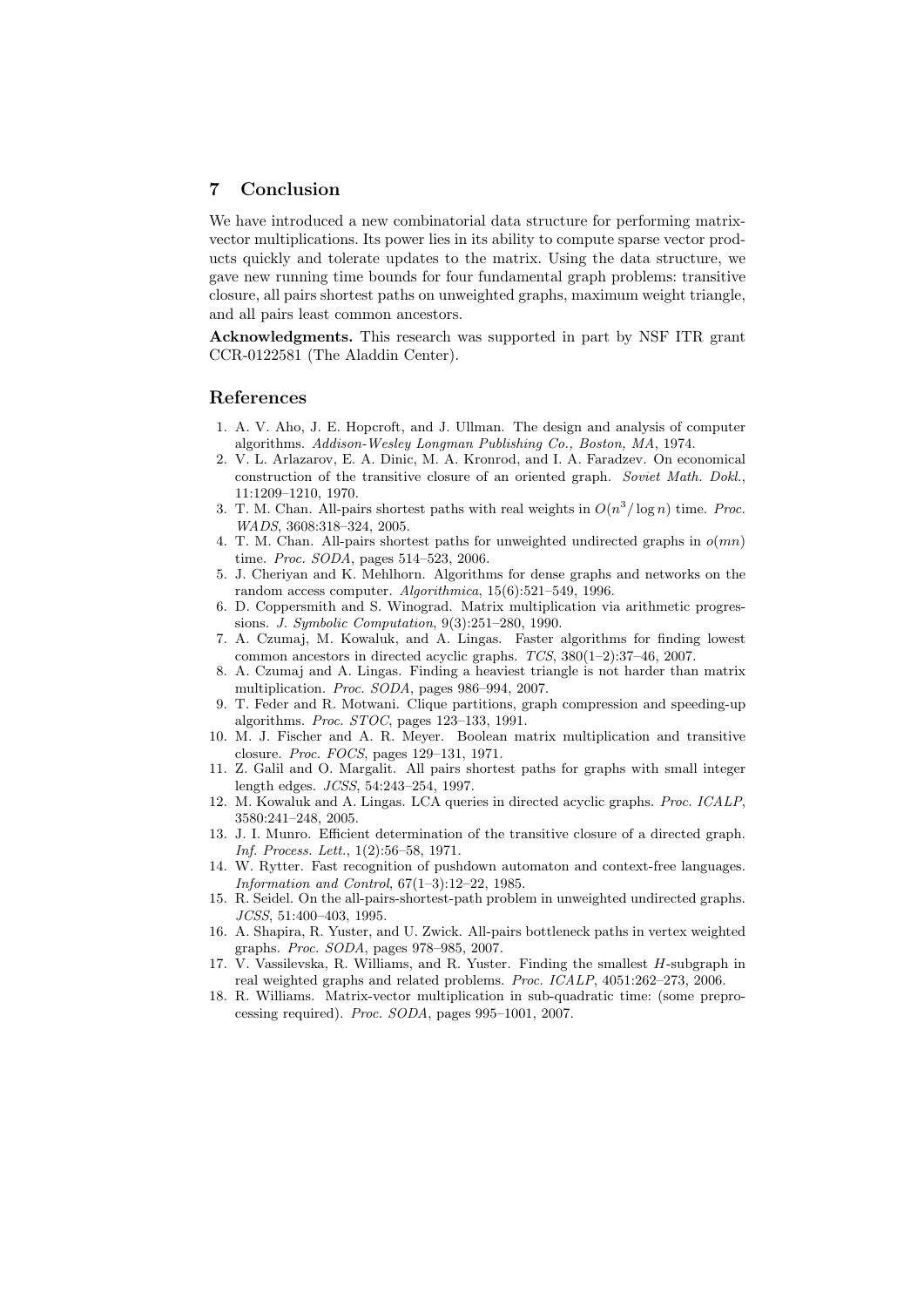## 7 Conclusion

We have introduced a new combinatorial data structure for performing matrix-vector multiplications. Its power lies in its ability to compute sparse vector products quickly and tolerate updates to the matrix. Using the data structure, we gave new running time bounds for four fundamental graph problems: transitive closure, all pairs shortest paths on unweighted graphs, maximum weight triangle, and all pairs least common ancestors.

**Acknowledgments.** This research was supported in part by NSF ITR grant CCR-0122581 (The Aladdin Center).

## References

1. A. V. Aho, J. E. Hopcroft, and J. Ullman. The design and analysis of computer algorithms. *Addison-Wesley Longman Publishing Co., Boston, MA*, 1974.
2. V. L. Arlazarov, E. A. Dinic, M. A. Kronrod, and I. A. Faradzev. On economical construction of the transitive closure of an oriented graph. *Soviet Math. Dokl.*, 11:1209–1210, 1970.
3. T. M. Chan. All-pairs shortest paths with real weights in $O(n^3/\log n)$ time. *Proc. WADS*, 3608:318–324, 2005.
4. T. M. Chan. All-pairs shortest paths for unweighted undirected graphs in $o(mn)$ time. *Proc. SODA*, pages 514–523, 2006.
5. J. Cheriyan and K. Mehlhorn. Algorithms for dense graphs and networks on the random access computer. *Algorithmica*, 15(6):521–549, 1996.
6. D. Coppersmith and S. Winograd. Matrix multiplication via arithmetic progressions. *J. Symbolic Computation*, 9(3):251–280, 1990.
7. A. Czumaj, M. Kowaluk, and A. Lingas. Faster algorithms for finding lowest common ancestors in directed acyclic graphs. *TCS*, 380(1–2):37–46, 2007.
8. A. Czumaj and A. Lingas. Finding a heaviest triangle is not harder than matrix multiplication. *Proc. SODA*, pages 986–994, 2007.
9. T. Feder and R. Motwani. Clique partitions, graph compression and speeding-up algorithms. *Proc. STOC*, pages 123–133, 1991.
10. M. J. Fischer and A. R. Meyer. Boolean matrix multiplication and transitive closure. *Proc. FOCS*, pages 129–131, 1971.
11. Z. Galil and O. Margalit. All pairs shortest paths for graphs with small integer length edges. *JCSS*, 54:243–254, 1997.
12. M. Kowaluk and A. Lingas. LCA queries in directed acyclic graphs. *Proc. ICALP*, 3580:241–248, 2005.
13. J. I. Munro. Efficient determination of the transitive closure of a directed graph. *Inf. Process. Lett.*, 1(2):56–58, 1971.
14. W. Rytter. Fast recognition of pushdown automaton and context-free languages. *Information and Control*, 67(1–3):12–22, 1985.
15. R. Seidel. On the all-pairs-shortest-path problem in unweighted undirected graphs. *JCSS*, 51:400–403, 1995.
16. A. Shapira, R. Yuster, and U. Zwick. All-pairs bottleneck paths in vertex weighted graphs. *Proc. SODA*, pages 978–985, 2007.
17. V. Vassilevska, R. Williams, and R. Yuster. Finding the smallest $H$-subgraph in real weighted graphs and related problems. *Proc. ICALP*, 4051:262–273, 2006.
18. R. Williams. Matrix-vector multiplication in sub-quadratic time: (some preprocessing required). *Proc. SODA*, pages 995–1001, 2007.